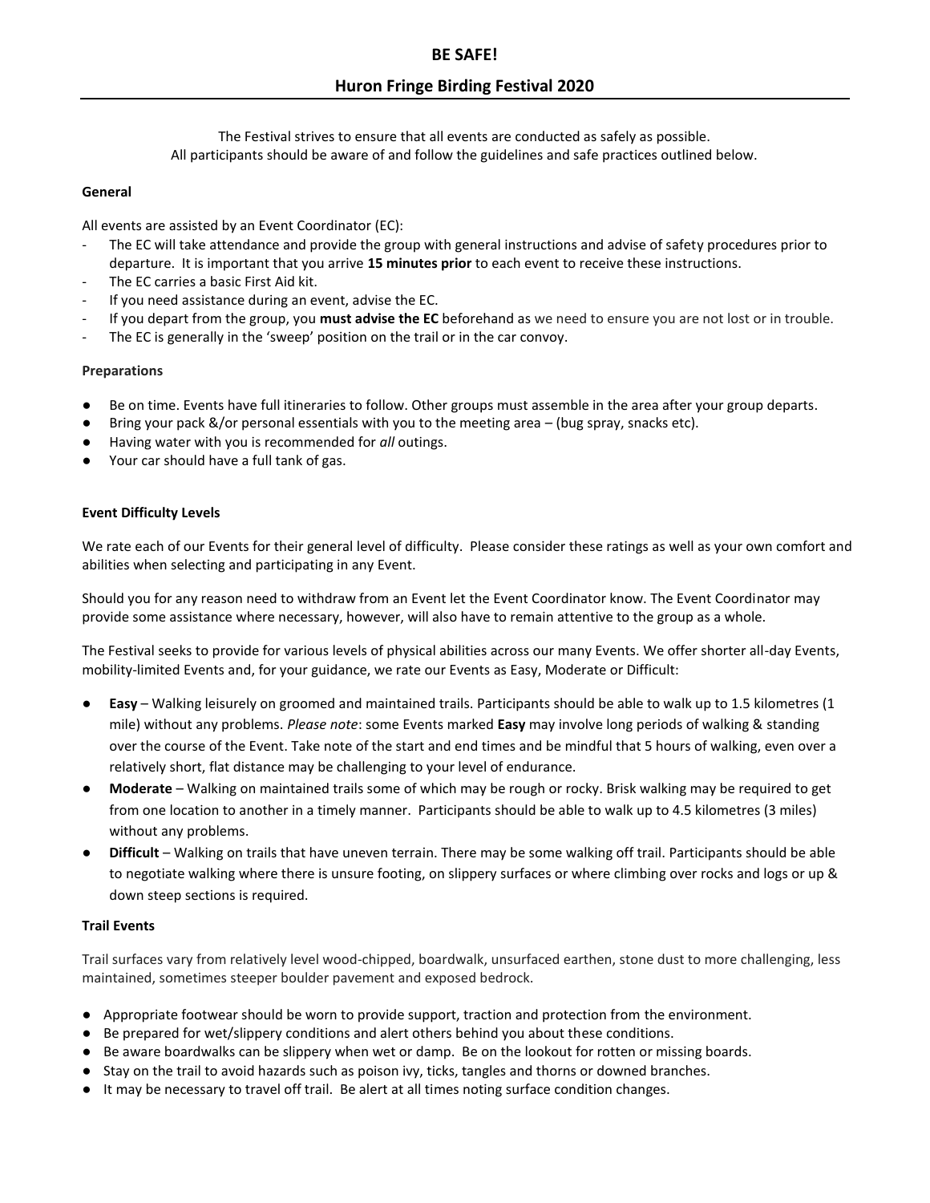# BE SAFE!

## Huron Fringe Birding Festival 2020

The Festival strives to ensure that all events are conducted as safely as possible.
All participants should be aware of and follow the guidelines and safe practices outlined below.

### General

All events are assisted by an Event Coordinator (EC):

- The EC will take attendance and provide the group with general instructions and advise of safety procedures prior to departure. It is important that you arrive **15 minutes prior** to each event to receive these instructions.
- The EC carries a basic First Aid kit.
- If you need assistance during an event, advise the EC.
- If you depart from the group, you **must advise the EC** beforehand as we need to ensure you are not lost or in trouble.
- The EC is generally in the 'sweep' position on the trail or in the car convoy.

### Preparations

- Be on time. Events have full itineraries to follow. Other groups must assemble in the area after your group departs.
- Bring your pack &/or personal essentials with you to the meeting area – (bug spray, snacks etc).
- Having water with you is recommended for *all* outings.
- Your car should have a full tank of gas.

### Event Difficulty Levels

We rate each of our Events for their general level of difficulty. Please consider these ratings as well as your own comfort and abilities when selecting and participating in any Event.

Should you for any reason need to withdraw from an Event let the Event Coordinator know. The Event Coordinator may provide some assistance where necessary, however, will also have to remain attentive to the group as a whole.

The Festival seeks to provide for various levels of physical abilities across our many Events. We offer shorter all-day Events, mobility-limited Events and, for your guidance, we rate our Events as Easy, Moderate or Difficult:

- **Easy** – Walking leisurely on groomed and maintained trails. Participants should be able to walk up to 1.5 kilometres (1 mile) without any problems. *Please note*: some Events marked **Easy** may involve long periods of walking & standing over the course of the Event. Take note of the start and end times and be mindful that 5 hours of walking, even over a relatively short, flat distance may be challenging to your level of endurance.
- **Moderate** – Walking on maintained trails some of which may be rough or rocky. Brisk walking may be required to get from one location to another in a timely manner. Participants should be able to walk up to 4.5 kilometres (3 miles) without any problems.
- **Difficult** – Walking on trails that have uneven terrain. There may be some walking off trail. Participants should be able to negotiate walking where there is unsure footing, on slippery surfaces or where climbing over rocks and logs or up & down steep sections is required.

### Trail Events

Trail surfaces vary from relatively level wood-chipped, boardwalk, unsurfaced earthen, stone dust to more challenging, less maintained, sometimes steeper boulder pavement and exposed bedrock.

- Appropriate footwear should be worn to provide support, traction and protection from the environment.
- Be prepared for wet/slippery conditions and alert others behind you about these conditions.
- Be aware boardwalks can be slippery when wet or damp. Be on the lookout for rotten or missing boards.
- Stay on the trail to avoid hazards such as poison ivy, ticks, tangles and thorns or downed branches.
- It may be necessary to travel off trail. Be alert at all times noting surface condition changes.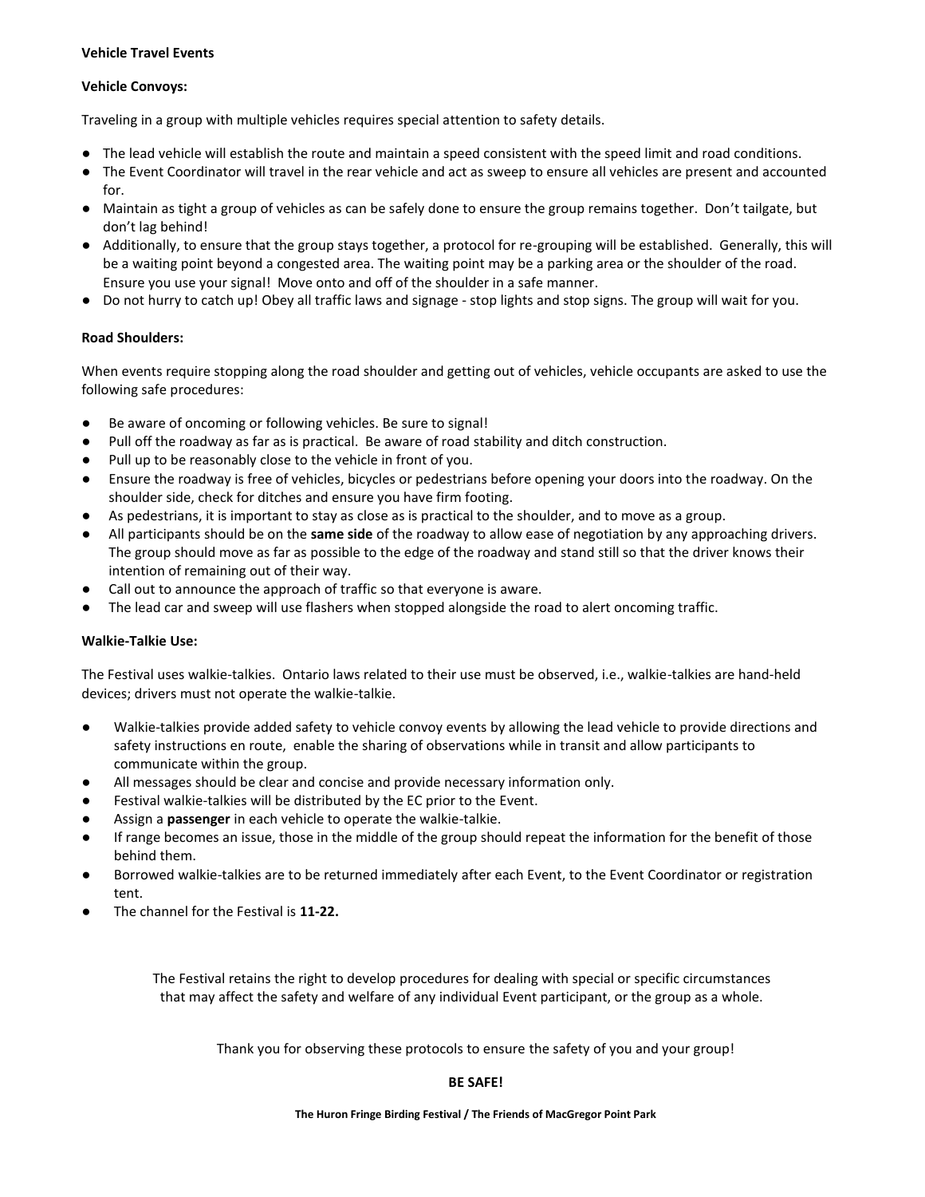**Vehicle Travel Events**

**Vehicle Convoys:**

Traveling in a group with multiple vehicles requires special attention to safety details.

- The lead vehicle will establish the route and maintain a speed consistent with the speed limit and road conditions.
- The Event Coordinator will travel in the rear vehicle and act as sweep to ensure all vehicles are present and accounted for.
- Maintain as tight a group of vehicles as can be safely done to ensure the group remains together. Don't tailgate, but don't lag behind!
- Additionally, to ensure that the group stays together, a protocol for re-grouping will be established. Generally, this will be a waiting point beyond a congested area. The waiting point may be a parking area or the shoulder of the road. Ensure you use your signal! Move onto and off of the shoulder in a safe manner.
- Do not hurry to catch up! Obey all traffic laws and signage - stop lights and stop signs. The group will wait for you.

**Road Shoulders:**

When events require stopping along the road shoulder and getting out of vehicles, vehicle occupants are asked to use the following safe procedures:

- Be aware of oncoming or following vehicles. Be sure to signal!
- Pull off the roadway as far as is practical. Be aware of road stability and ditch construction.
- Pull up to be reasonably close to the vehicle in front of you.
- Ensure the roadway is free of vehicles, bicycles or pedestrians before opening your doors into the roadway. On the shoulder side, check for ditches and ensure you have firm footing.
- As pedestrians, it is important to stay as close as is practical to the shoulder, and to move as a group.
- All participants should be on the **same side** of the roadway to allow ease of negotiation by any approaching drivers. The group should move as far as possible to the edge of the roadway and stand still so that the driver knows their intention of remaining out of their way.
- Call out to announce the approach of traffic so that everyone is aware.
- The lead car and sweep will use flashers when stopped alongside the road to alert oncoming traffic.

**Walkie-Talkie Use:**

The Festival uses walkie-talkies. Ontario laws related to their use must be observed, i.e., walkie-talkies are hand-held devices; drivers must not operate the walkie-talkie.

- Walkie-talkies provide added safety to vehicle convoy events by allowing the lead vehicle to provide directions and safety instructions en route, enable the sharing of observations while in transit and allow participants to communicate within the group.
- All messages should be clear and concise and provide necessary information only.
- Festival walkie-talkies will be distributed by the EC prior to the Event.
- Assign a **passenger** in each vehicle to operate the walkie-talkie.
- If range becomes an issue, those in the middle of the group should repeat the information for the benefit of those behind them.
- Borrowed walkie-talkies are to be returned immediately after each Event, to the Event Coordinator or registration tent.
- The channel for the Festival is **11-22.**

The Festival retains the right to develop procedures for dealing with special or specific circumstances that may affect the safety and welfare of any individual Event participant, or the group as a whole.

Thank you for observing these protocols to ensure the safety of you and your group!

**BE SAFE!**

**The Huron Fringe Birding Festival / The Friends of MacGregor Point Park**